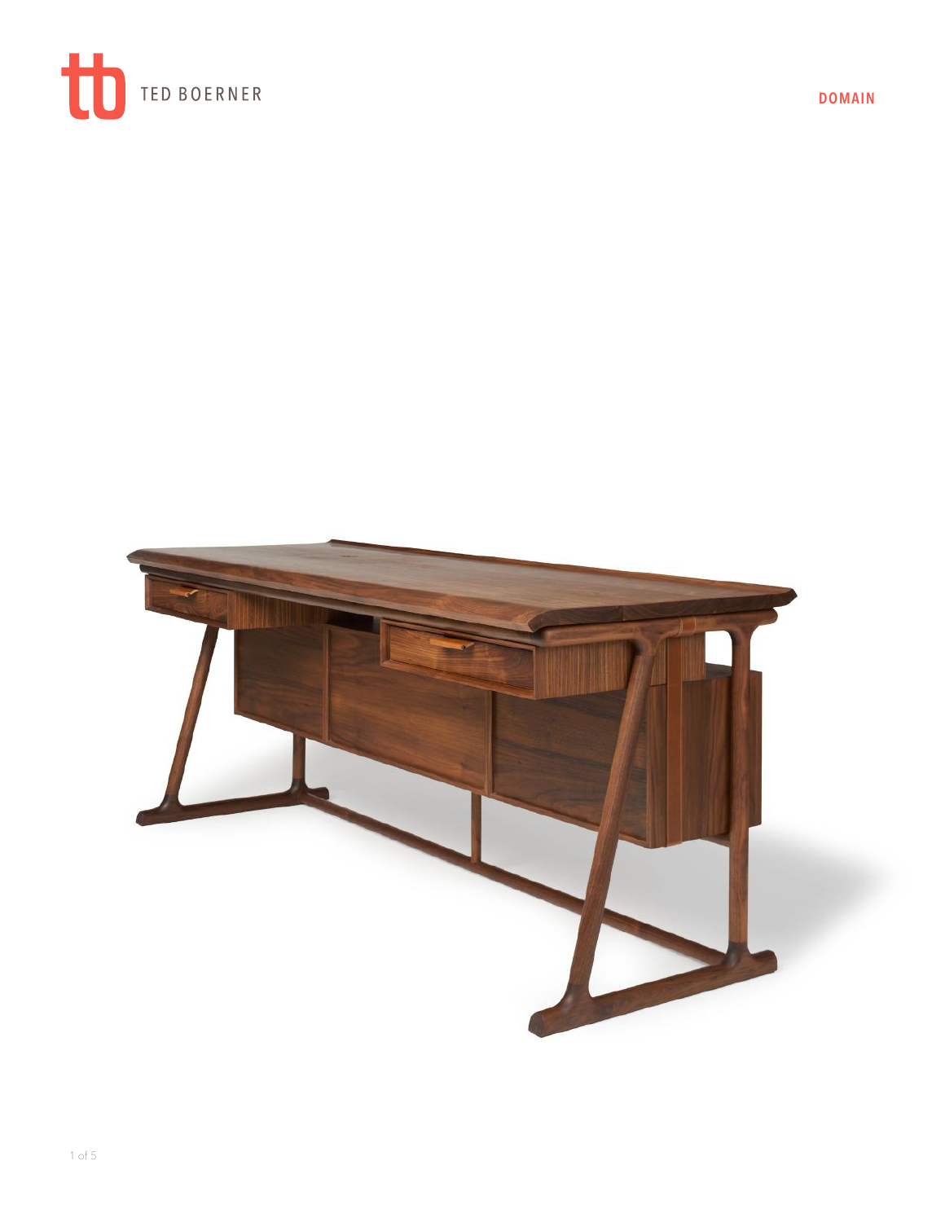TED BOERNER

# DOMAIN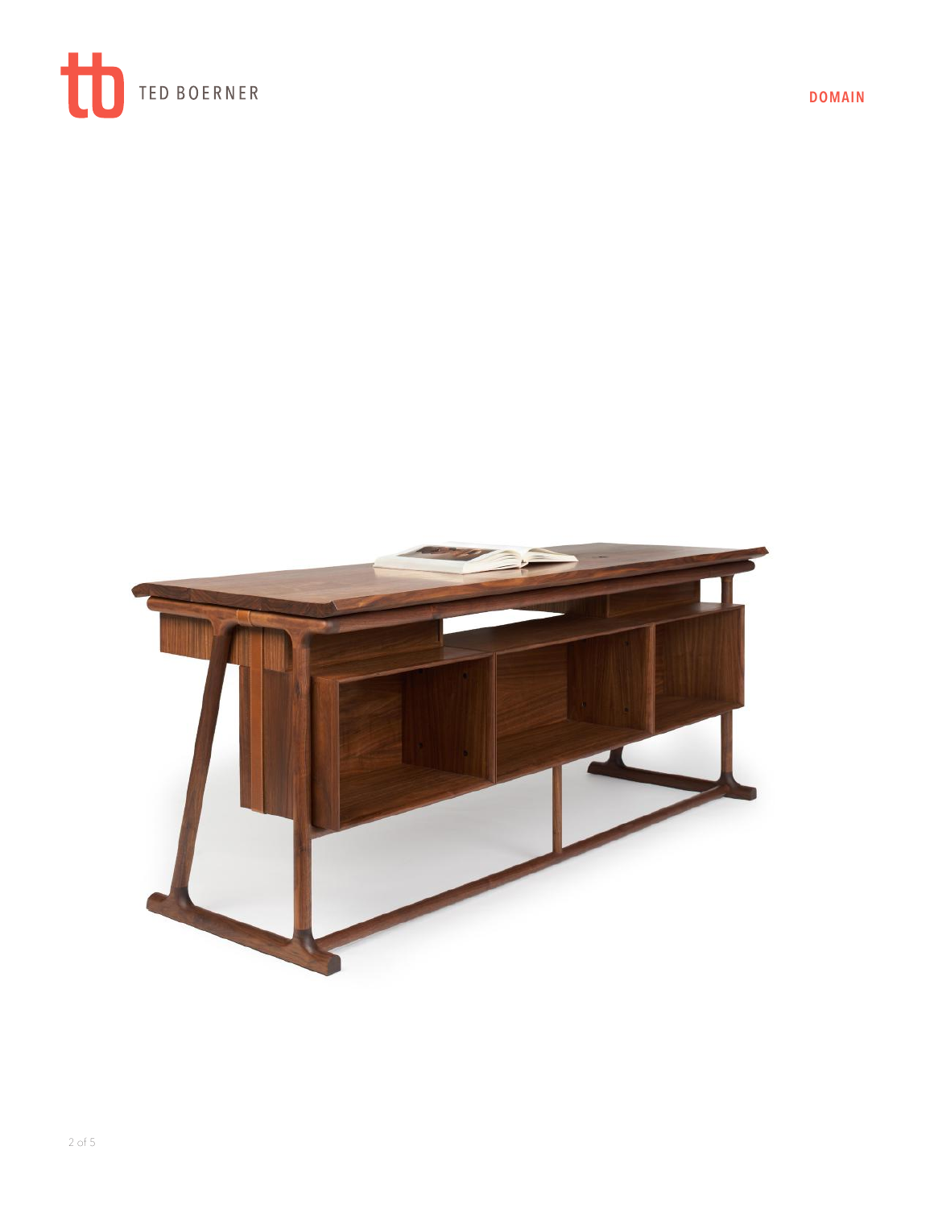TED BOERNER

DOMAIN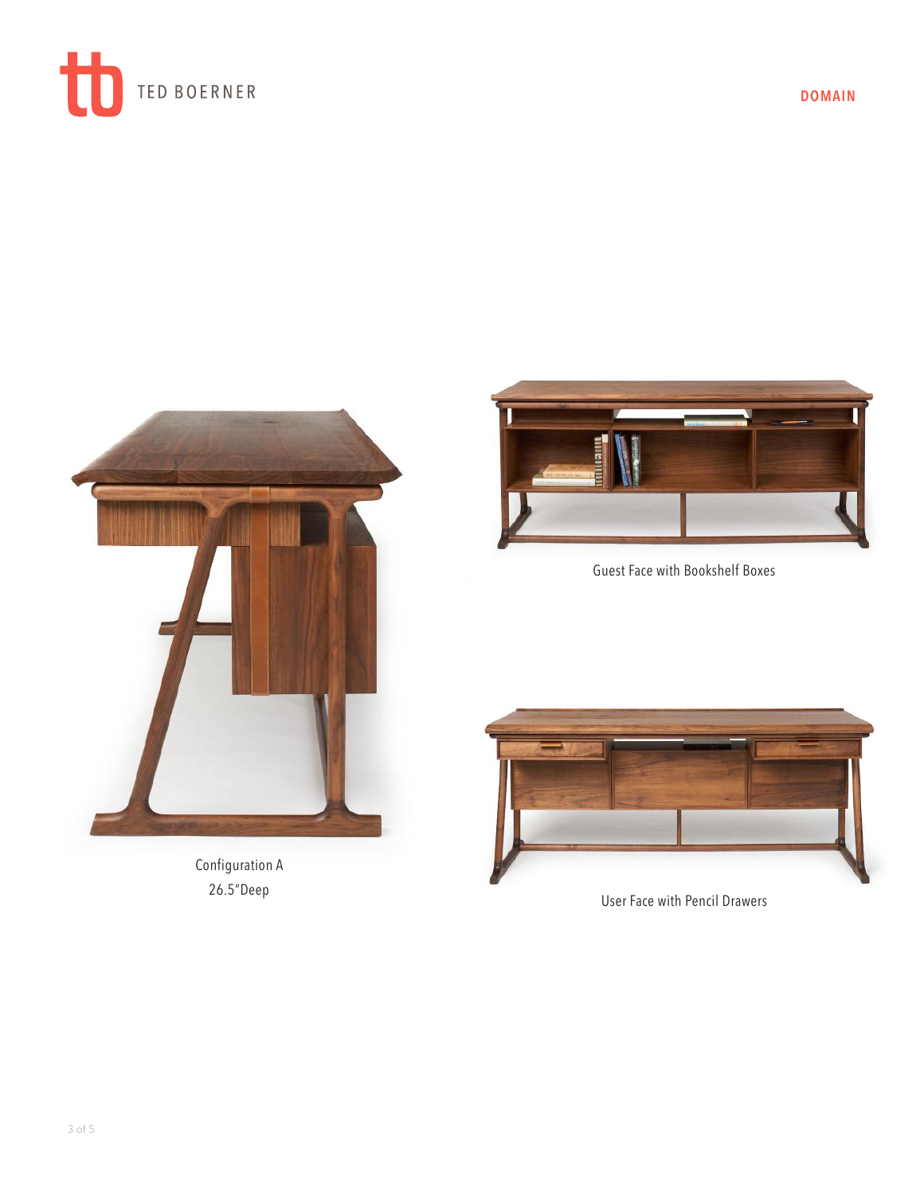Configuration A
26.5"Deep

Guest Face with Bookshelf Boxes

User Face with Pencil Drawers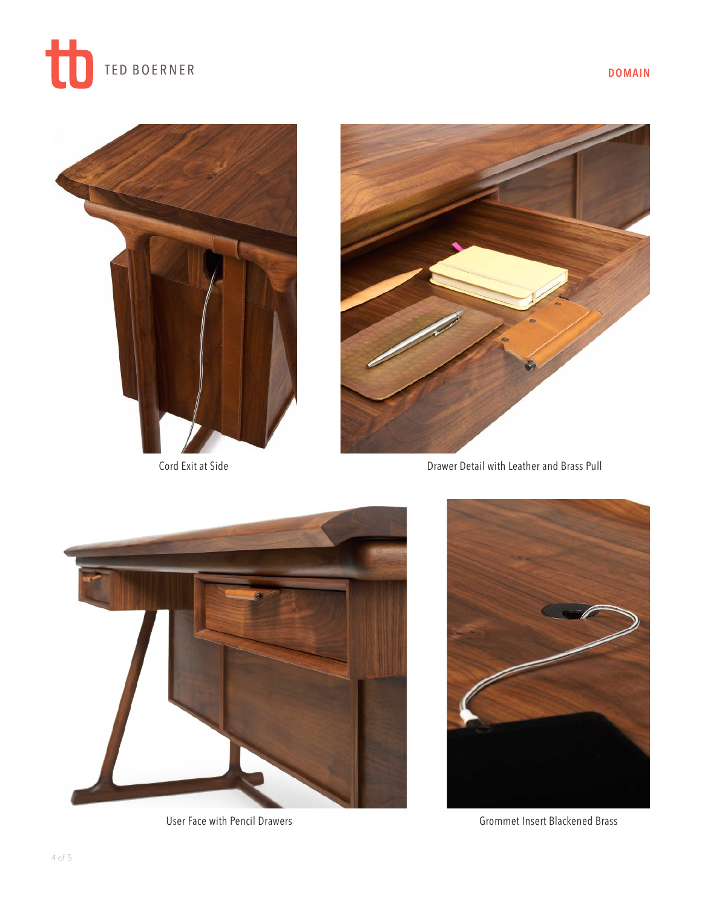Cord Exit at Side

Drawer Detail with Leather and Brass Pull

User Face with Pencil Drawers

Grommet Insert Blackened Brass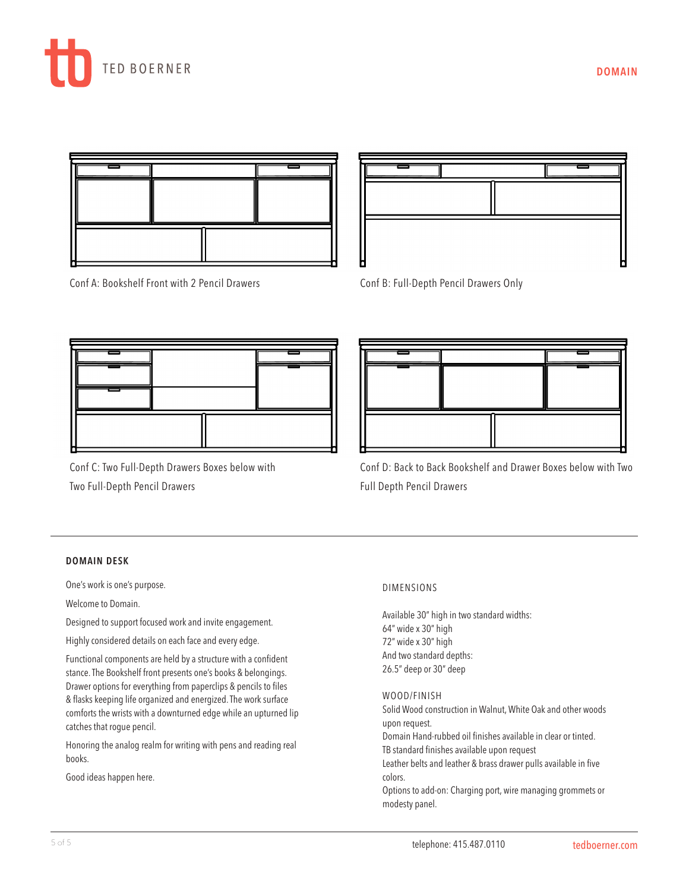DOMAIN

Conf A: Bookshelf Front with 2 Pencil Drawers

Conf B: Full-Depth Pencil Drawers Only

Conf C: Two Full-Depth Drawers Boxes below with Two Full-Depth Pencil Drawers

Conf D: Back to Back Bookshelf and Drawer Boxes below with Two Full Depth Pencil Drawers

---

### DOMAIN DESK

One's work is one's purpose.

Welcome to Domain.

Designed to support focused work and invite engagement.

Highly considered details on each face and every edge.

Functional components are held by a structure with a confident stance. The Bookshelf front presents one's books & belongings. Drawer options for everything from paperclips & pencils to files & flasks keeping life organized and energized. The work surface comforts the wrists with a downturned edge while an upturned lip catches that rogue pencil.

Honoring the analog realm for writing with pens and reading real books.

Good ideas happen here.

#### DIMENSIONS

Available 30" high in two standard widths:
64" wide x 30" high
72" wide x 30" high
And two standard depths:
26.5" deep or 30" deep

#### WOOD/FINISH

Solid Wood construction in Walnut, White Oak and other woods upon request.
Domain Hand-rubbed oil finishes available in clear or tinted.
TB standard finishes available upon request
Leather belts and leather & brass drawer pulls available in five colors.
Options to add-on: Charging port, wire managing grommets or modesty panel.